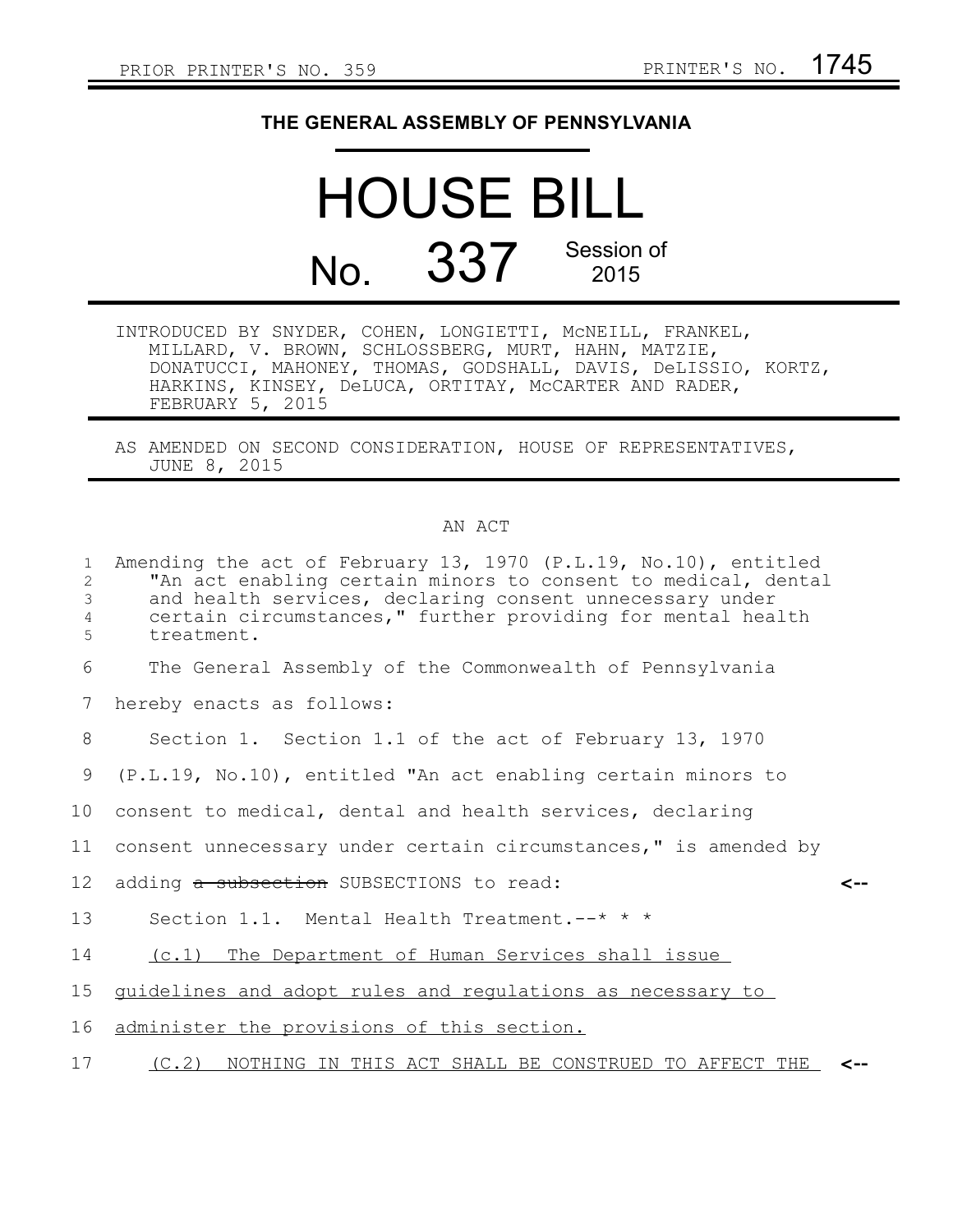PRIOR PRINTER'S NO. 359 PRINTER'S NO. 1745

**THE GENERAL ASSEMBLY OF PENNSYLVANIA**

# HOUSE BILL

## No. 337 Session of 2015

INTRODUCED BY SNYDER, COHEN, LONGIETTI, McNEILL, FRANKEL, MILLARD, V. BROWN, SCHLOSSBERG, MURT, HAHN, MATZIE, DONATUCCI, MAHONEY, THOMAS, GODSHALL, DAVIS, DeLISSIO, KORTZ, HARKINS, KINSEY, DeLUCA, ORTITAY, McCARTER AND RADER, FEBRUARY 5, 2015

AS AMENDED ON SECOND CONSIDERATION, HOUSE OF REPRESENTATIVES, JUNE 8, 2015

AN ACT

Amending the act of February 13, 1970 (P.L.19, No.10), entitled "An act enabling certain minors to consent to medical, dental and health services, declaring consent unnecessary under certain circumstances," further providing for mental health treatment.

The General Assembly of the Commonwealth of Pennsylvania hereby enacts as follows:

Section 1. Section 1.1 of the act of February 13, 1970 (P.L.19, No.10), entitled "An act enabling certain minors to consent to medical, dental and health services, declaring consent unnecessary under certain circumstances," is amended by adding ~~a subsection~~ SUBSECTIONS to read: <--

Section 1.1. Mental Health Treatment.--* * *

<u>(c.1) The Department of Human Services shall issue guidelines and adopt rules and regulations as necessary to administer the provisions of this section.</u>

<u>(C.2) NOTHING IN THIS ACT SHALL BE CONSTRUED TO AFFECT THE</u> <--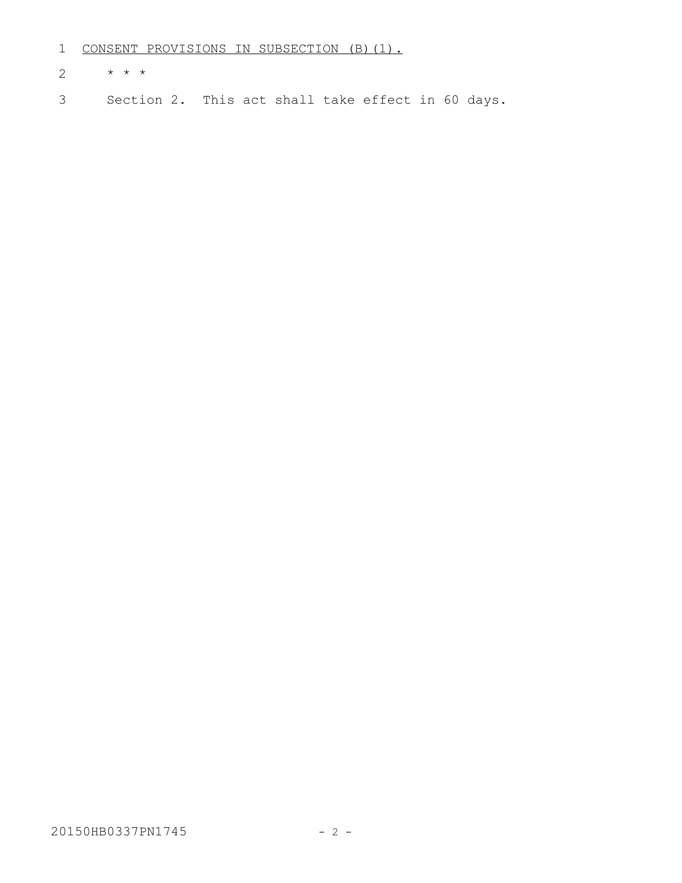CONSENT PROVISIONS IN SUBSECTION (B)(1).

* * *

Section 2. This act shall take effect in 60 days.